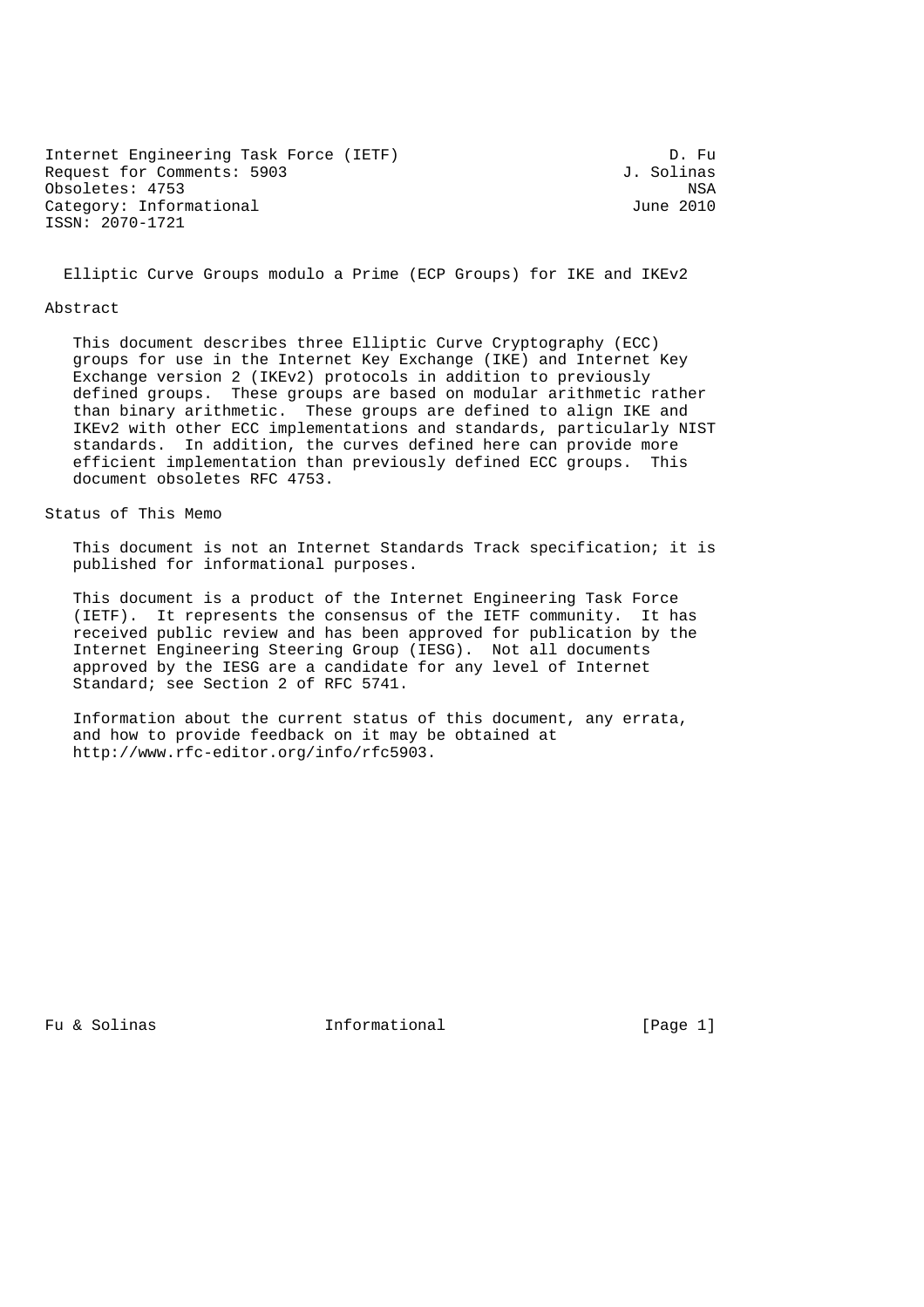Internet Engineering Task Force (IETF) D. Fu
Request for Comments: 5903 J. Solinas
Obsoletes: 4753 NSA
Category: Informational June 2010
ISSN: 2070-1721

# Elliptic Curve Groups modulo a Prime (ECP Groups) for IKE and IKEv2

## Abstract

This document describes three Elliptic Curve Cryptography (ECC) groups for use in the Internet Key Exchange (IKE) and Internet Key Exchange version 2 (IKEv2) protocols in addition to previously defined groups. These groups are based on modular arithmetic rather than binary arithmetic. These groups are defined to align IKE and IKEv2 with other ECC implementations and standards, particularly NIST standards. In addition, the curves defined here can provide more efficient implementation than previously defined ECC groups. This document obsoletes RFC 4753.

## Status of This Memo

This document is not an Internet Standards Track specification; it is published for informational purposes.

This document is a product of the Internet Engineering Task Force (IETF). It represents the consensus of the IETF community. It has received public review and has been approved for publication by the Internet Engineering Steering Group (IESG). Not all documents approved by the IESG are a candidate for any level of Internet Standard; see Section 2 of RFC 5741.

Information about the current status of this document, any errata, and how to provide feedback on it may be obtained at http://www.rfc-editor.org/info/rfc5903.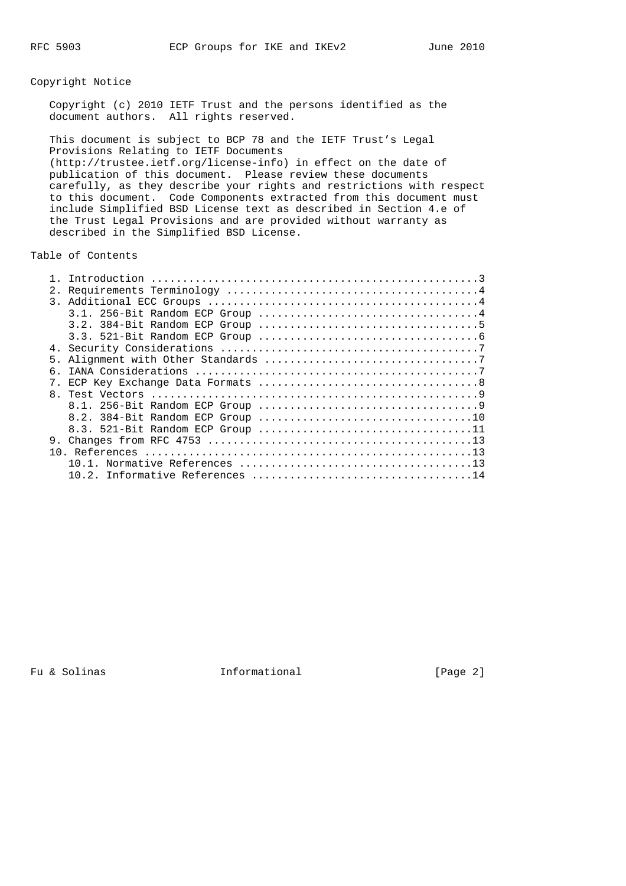## Copyright Notice

Copyright (c) 2010 IETF Trust and the persons identified as the document authors. All rights reserved.

This document is subject to BCP 78 and the IETF Trust's Legal Provisions Relating to IETF Documents (http://trustee.ietf.org/license-info) in effect on the date of publication of this document. Please review these documents carefully, as they describe your rights and restrictions with respect to this document. Code Components extracted from this document must include Simplified BSD License text as described in Section 4.e of the Trust Legal Provisions and are provided without warranty as described in the Simplified BSD License.

## Table of Contents

```
   1. Introduction ....................................................3
   2. Requirements Terminology ........................................4
   3. Additional ECC Groups ...........................................4
      3.1. 256-Bit Random ECP Group ...................................4
      3.2. 384-Bit Random ECP Group ...................................5
      3.3. 521-Bit Random ECP Group ...................................6
   4. Security Considerations .........................................7
   5. Alignment with Other Standards ..................................7
   6. IANA Considerations .............................................7
   7. ECP Key Exchange Data Formats ...................................8
   8. Test Vectors ....................................................9
      8.1. 256-Bit Random ECP Group ...................................9
      8.2. 384-Bit Random ECP Group ..................................10
      8.3. 521-Bit Random ECP Group ..................................11
   9. Changes from RFC 4753 ..........................................13
   10. References ....................................................13
      10.1. Normative References .....................................13
      10.2. Informative References ...................................14
```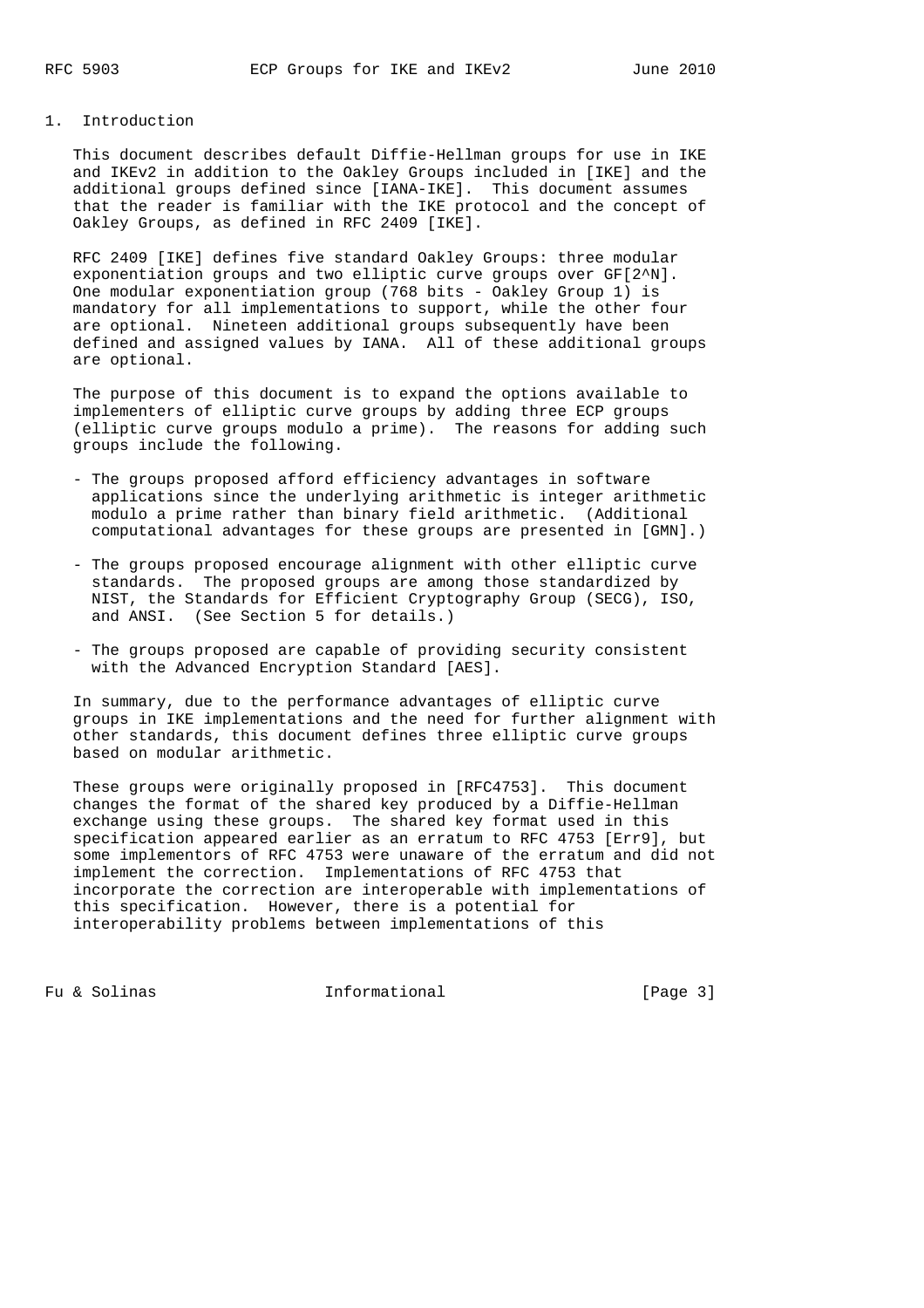## 1. Introduction

This document describes default Diffie-Hellman groups for use in IKE and IKEv2 in addition to the Oakley Groups included in [IKE] and the additional groups defined since [IANA-IKE]. This document assumes that the reader is familiar with the IKE protocol and the concept of Oakley Groups, as defined in RFC 2409 [IKE].

RFC 2409 [IKE] defines five standard Oakley Groups: three modular exponentiation groups and two elliptic curve groups over $GF[2^N]$. One modular exponentiation group (768 bits - Oakley Group 1) is mandatory for all implementations to support, while the other four are optional. Nineteen additional groups subsequently have been defined and assigned values by IANA. All of these additional groups are optional.

The purpose of this document is to expand the options available to implementers of elliptic curve groups by adding three ECP groups (elliptic curve groups modulo a prime). The reasons for adding such groups include the following.

- The groups proposed afford efficiency advantages in software applications since the underlying arithmetic is integer arithmetic modulo a prime rather than binary field arithmetic. (Additional computational advantages for these groups are presented in [GMN].)
- The groups proposed encourage alignment with other elliptic curve standards. The proposed groups are among those standardized by NIST, the Standards for Efficient Cryptography Group (SECG), ISO, and ANSI. (See Section 5 for details.)
- The groups proposed are capable of providing security consistent with the Advanced Encryption Standard [AES].

In summary, due to the performance advantages of elliptic curve groups in IKE implementations and the need for further alignment with other standards, this document defines three elliptic curve groups based on modular arithmetic.

These groups were originally proposed in [RFC4753]. This document changes the format of the shared key produced by a Diffie-Hellman exchange using these groups. The shared key format used in this specification appeared earlier as an erratum to RFC 4753 [Err9], but some implementors of RFC 4753 were unaware of the erratum and did not implement the correction. Implementations of RFC 4753 that incorporate the correction are interoperable with implementations of this specification. However, there is a potential for interoperability problems between implementations of this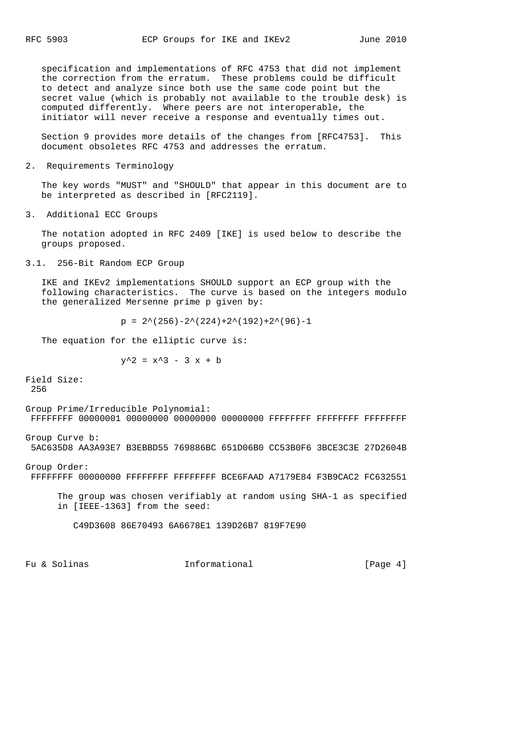specification and implementations of RFC 4753 that did not implement the correction from the erratum. These problems could be difficult to detect and analyze since both use the same code point but the secret value (which is probably not available to the trouble desk) is computed differently. Where peers are not interoperable, the initiator will never receive a response and eventually times out.

Section 9 provides more details of the changes from [RFC4753]. This document obsoletes RFC 4753 and addresses the erratum.

## 2. Requirements Terminology

The key words "MUST" and "SHOULD" that appear in this document are to be interpreted as described in [RFC2119].

## 3. Additional ECC Groups

The notation adopted in RFC 2409 [IKE] is used below to describe the groups proposed.

### 3.1. 256-Bit Random ECP Group

IKE and IKEv2 implementations SHOULD support an ECP group with the following characteristics. The curve is based on the integers modulo the generalized Mersenne prime p given by:

$$p = 2^{256}-2^{224}+2^{192}+2^{96}-1$$

The equation for the elliptic curve is:

$$y^2 = x^3 - 3x + b$$

Field Size:
 256

Group Prime/Irreducible Polynomial:
 FFFFFFFF 00000001 00000000 00000000 00000000 FFFFFFFF FFFFFFFF FFFFFFFF

Group Curve b:
 5AC635D8 AA3A93E7 B3EBBD55 769886BC 651D06B0 CC53B0F6 3BCE3C3E 27D2604B

Group Order:
 FFFFFFFF 00000000 FFFFFFFF FFFFFFFF BCE6FAAD A7179E84 F3B9CAC2 FC632551

The group was chosen verifiably at random using SHA-1 as specified in [IEEE-1363] from the seed:

C49D3608 86E70493 6A6678E1 139D26B7 819F7E90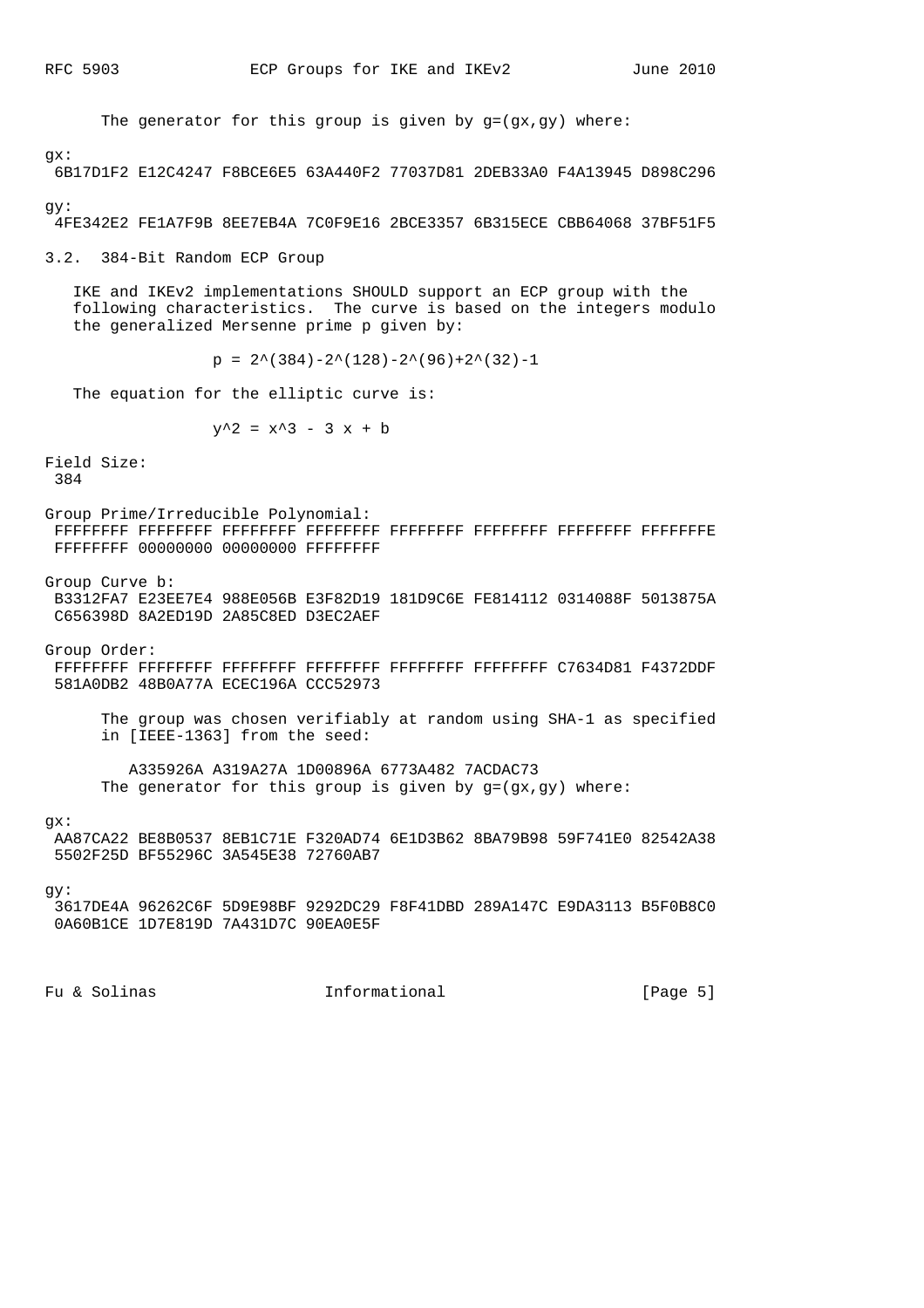The generator for this group is given by g=(gx,gy) where:

gx:
 6B17D1F2 E12C4247 F8BCE6E5 63A440F2 77037D81 2DEB33A0 F4A13945 D898C296

gy:
 4FE342E2 FE1A7F9B 8EE7EB4A 7C0F9E16 2BCE3357 6B315ECE CBB64068 37BF51F5

## 3.2. 384-Bit Random ECP Group

IKE and IKEv2 implementations SHOULD support an ECP group with the following characteristics. The curve is based on the integers modulo the generalized Mersenne prime p given by:

$$p = 2^{384}-2^{128}-2^{96}+2^{32}-1$$

The equation for the elliptic curve is:

$$y^2 = x^3 - 3 x + b$$

Field Size:
 384

Group Prime/Irreducible Polynomial:
 FFFFFFFF FFFFFFFF FFFFFFFF FFFFFFFF FFFFFFFF FFFFFFFF FFFFFFFF FFFFFFFE
 FFFFFFFF 00000000 00000000 FFFFFFFF

Group Curve b:
 B3312FA7 E23EE7E4 988E056B E3F82D19 181D9C6E FE814112 0314088F 5013875A
 C656398D 8A2ED19D 2A85C8ED D3EC2AEF

Group Order:
 FFFFFFFF FFFFFFFF FFFFFFFF FFFFFFFF FFFFFFFF FFFFFFFF C7634D81 F4372DDF
 581A0DB2 48B0A77A ECEC196A CCC52973

The group was chosen verifiably at random using SHA-1 as specified in [IEEE-1363] from the seed:

A335926A A319A27A 1D00896A 6773A482 7ACDAC73

The generator for this group is given by g=(gx,gy) where:

gx:
 AA87CA22 BE8B0537 8EB1C71E F320AD74 6E1D3B62 8BA79B98 59F741E0 82542A38
 5502F25D BF55296C 3A545E38 72760AB7

gy:
 3617DE4A 96262C6F 5D9E98BF 9292DC29 F8F41DBD 289A147C E9DA3113 B5F0B8C0
 0A60B1CE 1D7E819D 7A431D7C 90EA0E5F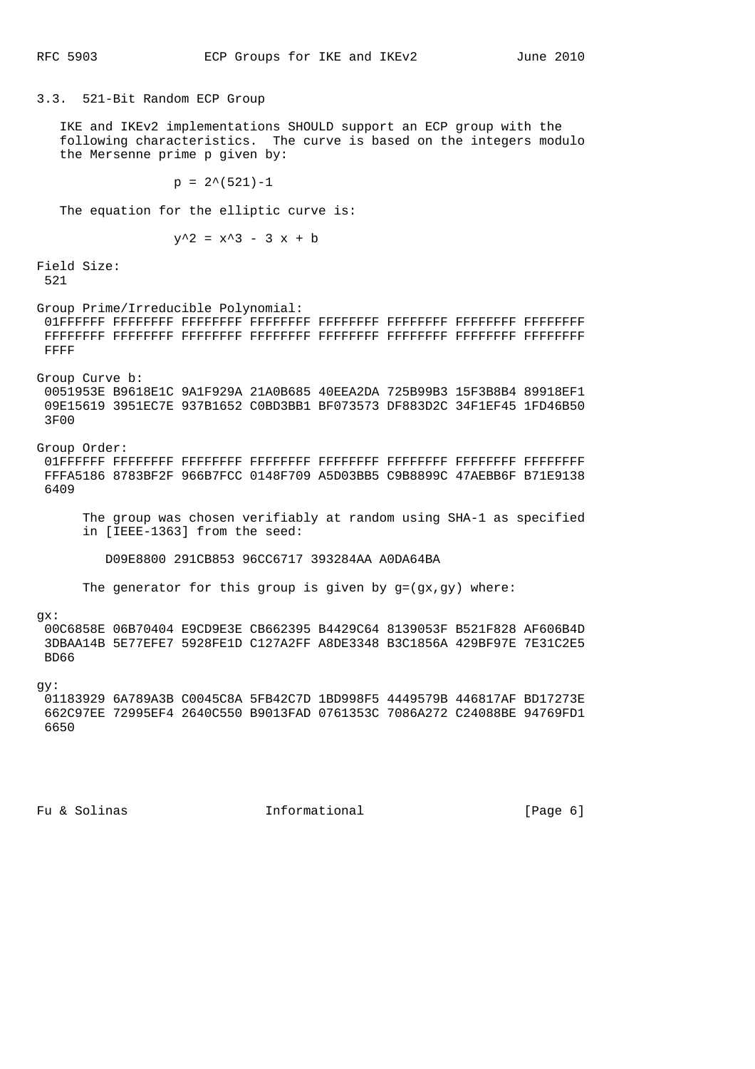### 3.3. 521-Bit Random ECP Group

IKE and IKEv2 implementations SHOULD support an ECP group with the following characteristics. The curve is based on the integers modulo the Mersenne prime p given by:

$$p = 2^{521}-1$$

The equation for the elliptic curve is:

$$y^2 = x^3 - 3 x + b$$

Field Size:

```
 521
```

Group Prime/Irreducible Polynomial:

```
 01FFFFFF FFFFFFFF FFFFFFFF FFFFFFFF FFFFFFFF FFFFFFFF FFFFFFFF FFFFFFFF
 FFFFFFFF FFFFFFFF FFFFFFFF FFFFFFFF FFFFFFFF FFFFFFFF FFFFFFFF FFFFFFFF
 FFFF
```

Group Curve b:

```
 0051953E B9618E1C 9A1F929A 21A0B685 40EEA2DA 725B99B3 15F3B8B4 89918EF1
 09E15619 3951EC7E 937B1652 C0BD3BB1 BF073573 DF883D2C 34F1EF45 1FD46B50
 3F00
```

Group Order:

```
 01FFFFFF FFFFFFFF FFFFFFFF FFFFFFFF FFFFFFFF FFFFFFFF FFFFFFFF FFFFFFFF
 FFFA5186 8783BF2F 966B7FCC 0148F709 A5D03BB5 C9B8899C 47AEBB6F B71E9138
 6409
```

The group was chosen verifiably at random using SHA-1 as specified in [IEEE-1363] from the seed:

```
 D09E8800 291CB853 96CC6717 393284AA A0DA64BA
```

The generator for this group is given by g=(gx,gy) where:

gx:

```
 00C6858E 06B70404 E9CD9E3E CB662395 B4429C64 8139053F B521F828 AF606B4D
 3DBAA14B 5E77EFE7 5928FE1D C127A2FF A8DE3348 B3C1856A 429BF97E 7E31C2E5
 BD66
```

gy:

```
 01183929 6A789A3B C0045C8A 5FB42C7D 1BD998F5 4449579B 446817AF BD17273E
 662C97EE 72995EF4 2640C550 B9013FAD 0761353C 7086A272 C24088BE 94769FD1
 6650
```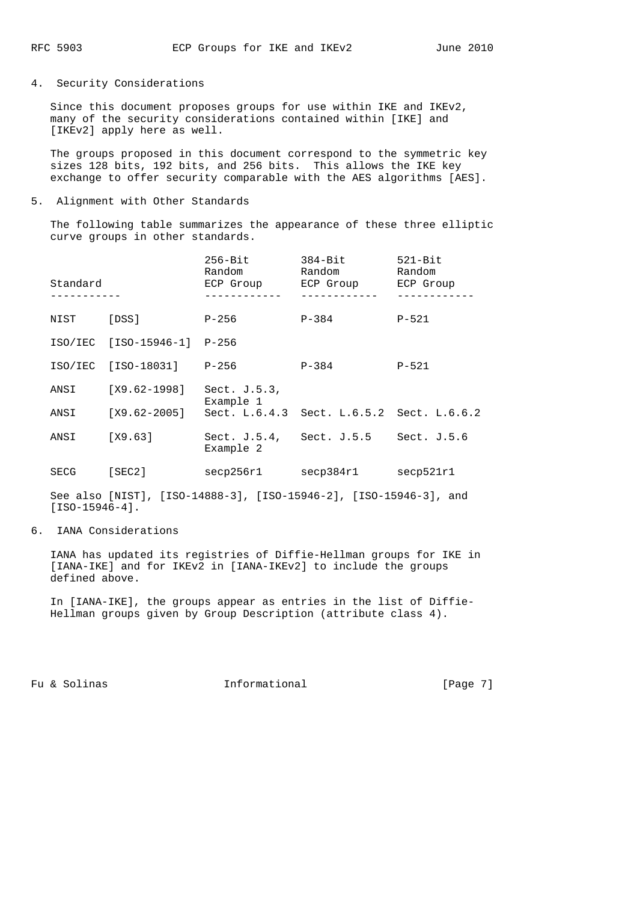## 4. Security Considerations

Since this document proposes groups for use within IKE and IKEv2, many of the security considerations contained within [IKE] and [IKEv2] apply here as well.

The groups proposed in this document correspond to the symmetric key sizes 128 bits, 192 bits, and 256 bits. This allows the IKE key exchange to offer security comparable with the AES algorithms [AES].

## 5. Alignment with Other Standards

The following table summarizes the appearance of these three elliptic curve groups in other standards.

| Standard | | 256-Bit Random ECP Group | 384-Bit Random ECP Group | 521-Bit Random ECP Group |
|---|---|---|---|---|
| NIST | [DSS] | P-256 | P-384 | P-521 |
| ISO/IEC | [ISO-15946-1] | P-256 | | |
| ISO/IEC | [ISO-18031] | P-256 | P-384 | P-521 |
| ANSI | [X9.62-1998] | Sect. J.5.3, Example 1 | | |
| ANSI | [X9.62-2005] | Sect. L.6.4.3 | Sect. L.6.5.2 | Sect. L.6.6.2 |
| ANSI | [X9.63] | Sect. J.5.4, Example 2 | Sect. J.5.5 | Sect. J.5.6 |
| SECG | [SEC2] | secp256r1 | secp384r1 | secp521r1 |

See also [NIST], [ISO-14888-3], [ISO-15946-2], [ISO-15946-3], and [ISO-15946-4].

## 6. IANA Considerations

IANA has updated its registries of Diffie-Hellman groups for IKE in [IANA-IKE] and for IKEv2 in [IANA-IKEv2] to include the groups defined above.

In [IANA-IKE], the groups appear as entries in the list of Diffie-Hellman groups given by Group Description (attribute class 4).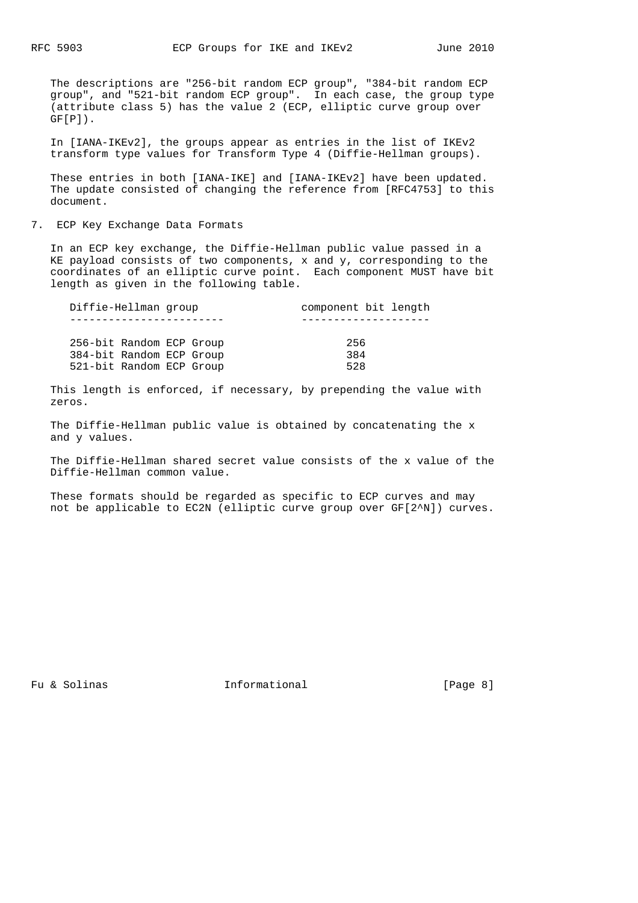The descriptions are "256-bit random ECP group", "384-bit random ECP group", and "521-bit random ECP group". In each case, the group type (attribute class 5) has the value 2 (ECP, elliptic curve group over GF[P]).

In [IANA-IKEv2], the groups appear as entries in the list of IKEv2 transform type values for Transform Type 4 (Diffie-Hellman groups).

These entries in both [IANA-IKE] and [IANA-IKEv2] have been updated. The update consisted of changing the reference from [RFC4753] to this document.

## 7. ECP Key Exchange Data Formats

In an ECP key exchange, the Diffie-Hellman public value passed in a KE payload consists of two components, x and y, corresponding to the coordinates of an elliptic curve point. Each component MUST have bit length as given in the following table.

| Diffie-Hellman group | component bit length |
| --- | --- |
| 256-bit Random ECP Group | 256 |
| 384-bit Random ECP Group | 384 |
| 521-bit Random ECP Group | 528 |

This length is enforced, if necessary, by prepending the value with zeros.

The Diffie-Hellman public value is obtained by concatenating the x and y values.

The Diffie-Hellman shared secret value consists of the x value of the Diffie-Hellman common value.

These formats should be regarded as specific to ECP curves and may not be applicable to EC2N (elliptic curve group over GF[2^N]) curves.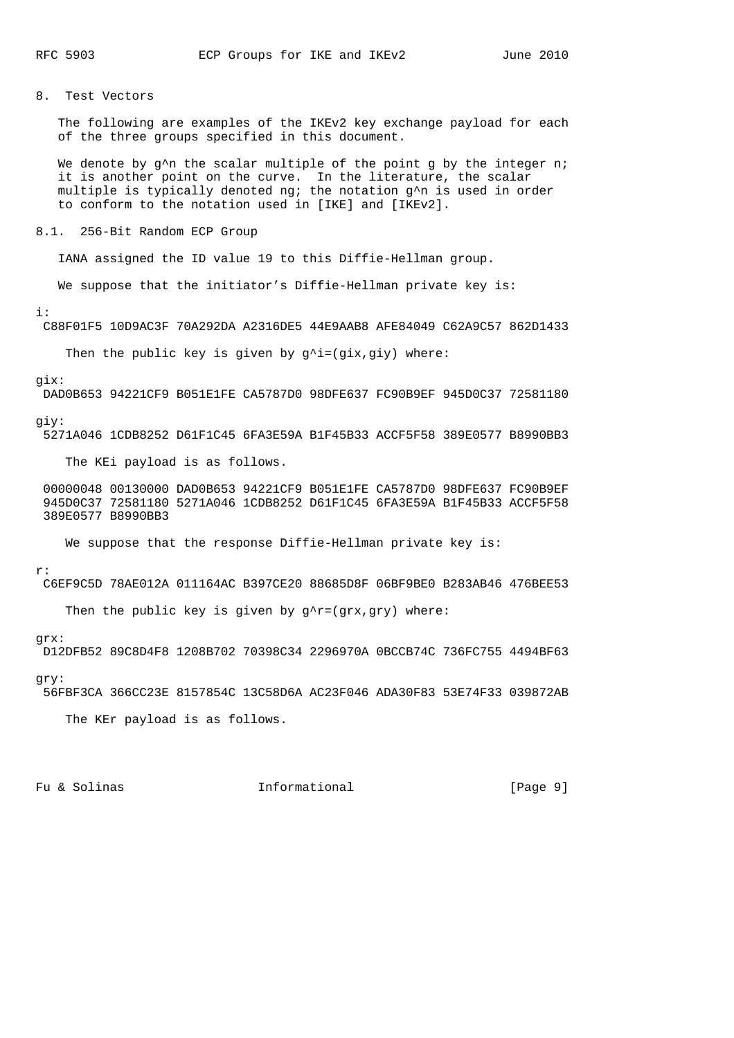## 8. Test Vectors

The following are examples of the IKEv2 key exchange payload for each of the three groups specified in this document.

We denote by g^n the scalar multiple of the point g by the integer n; it is another point on the curve. In the literature, the scalar multiple is typically denoted ng; the notation g^n is used in order to conform to the notation used in [IKE] and [IKEv2].

### 8.1. 256-Bit Random ECP Group

IANA assigned the ID value 19 to this Diffie-Hellman group.

We suppose that the initiator's Diffie-Hellman private key is:

```
i:
 C88F01F5 10D9AC3F 70A292DA A2316DE5 44E9AAB8 AFE84049 C62A9C57 862D1433
```

Then the public key is given by g^i=(gix,giy) where:

```
gix:
 DAD0B653 94221CF9 B051E1FE CA5787D0 98DFE637 FC90B9EF 945D0C37 72581180

giy:
 5271A046 1CDB8252 D61F1C45 6FA3E59A B1F45B33 ACCF5F58 389E0577 B8990BB3
```

The KEi payload is as follows.

```
 00000048 00130000 DAD0B653 94221CF9 B051E1FE CA5787D0 98DFE637 FC90B9EF
 945D0C37 72581180 5271A046 1CDB8252 D61F1C45 6FA3E59A B1F45B33 ACCF5F58
 389E0577 B8990BB3
```

We suppose that the response Diffie-Hellman private key is:

```
r:
 C6EF9C5D 78AE012A 011164AC B397CE20 88685D8F 06BF9BE0 B283AB46 476BEE53
```

Then the public key is given by g^r=(grx,gry) where:

```
grx:
 D12DFB52 89C8D4F8 1208B702 70398C34 2296970A 0BCCB74C 736FC755 4494BF63

gry:
 56FBF3CA 366CC23E 8157854C 13C58D6A AC23F046 ADA30F83 53E74F33 039872AB
```

The KEr payload is as follows.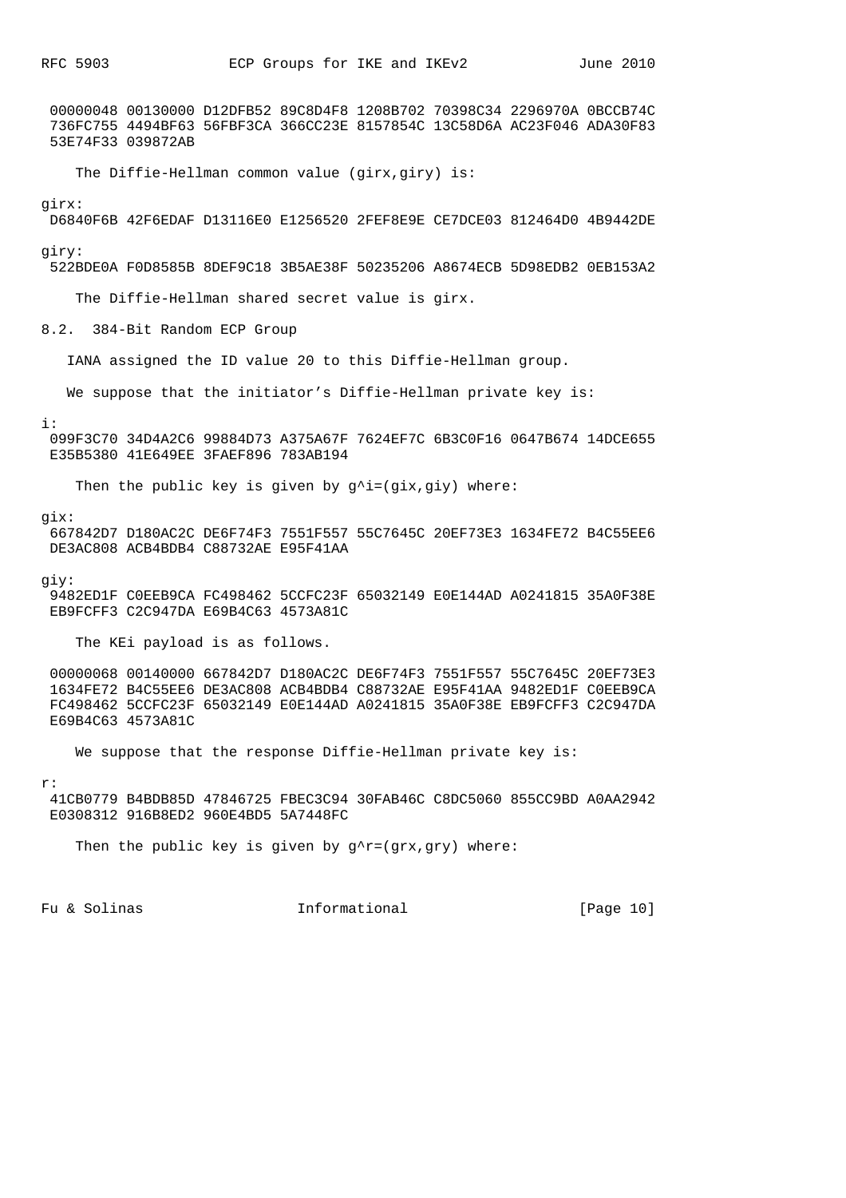```
 00000048 00130000 D12DFB52 89C8D4F8 1208B702 70398C34 2296970A 0BCCB74C
 736FC755 4494BF63 56FBF3CA 366CC23E 8157854C 13C58D6A AC23F046 ADA30F83
 53E74F33 039872AB
```

The Diffie-Hellman common value (girx,giry) is:

girx:

```
 D6840F6B 42F6EDAF D13116E0 E1256520 2FEF8E9E CE7DCE03 812464D0 4B9442DE
```

giry:

```
 522BDE0A F0D8585B 8DEF9C18 3B5AE38F 50235206 A8674ECB 5D98EDB2 0EB153A2
```

The Diffie-Hellman shared secret value is girx.

## 8.2. 384-Bit Random ECP Group

IANA assigned the ID value 20 to this Diffie-Hellman group.

We suppose that the initiator's Diffie-Hellman private key is:

i:

```
 099F3C70 34D4A2C6 99884D73 A375A67F 7624EF7C 6B3C0F16 0647B674 14DCE655
 E35B5380 41E649EE 3FAEF896 783AB194
```

Then the public key is given by g^i=(gix,giy) where:

gix:

```
 667842D7 D180AC2C DE6F74F3 7551F557 55C7645C 20EF73E3 1634FE72 B4C55EE6
 DE3AC808 ACB4BDB4 C88732AE E95F41AA
```

giy:

```
 9482ED1F C0EEB9CA FC498462 5CCFC23F 65032149 E0E144AD A0241815 35A0F38E
 EB9FCFF3 C2C947DA E69B4C63 4573A81C
```

The KEi payload is as follows.

```
 00000068 00140000 667842D7 D180AC2C DE6F74F3 7551F557 55C7645C 20EF73E3
 1634FE72 B4C55EE6 DE3AC808 ACB4BDB4 C88732AE E95F41AA 9482ED1F C0EEB9CA
 FC498462 5CCFC23F 65032149 E0E144AD A0241815 35A0F38E EB9FCFF3 C2C947DA
 E69B4C63 4573A81C
```

We suppose that the response Diffie-Hellman private key is:

r:

```
 41CB0779 B4BDB85D 47846725 FBEC3C94 30FAB46C C8DC5060 855CC9BD A0AA2942
 E0308312 916B8ED2 960E4BD5 5A7448FC
```

Then the public key is given by g^r=(grx,gry) where: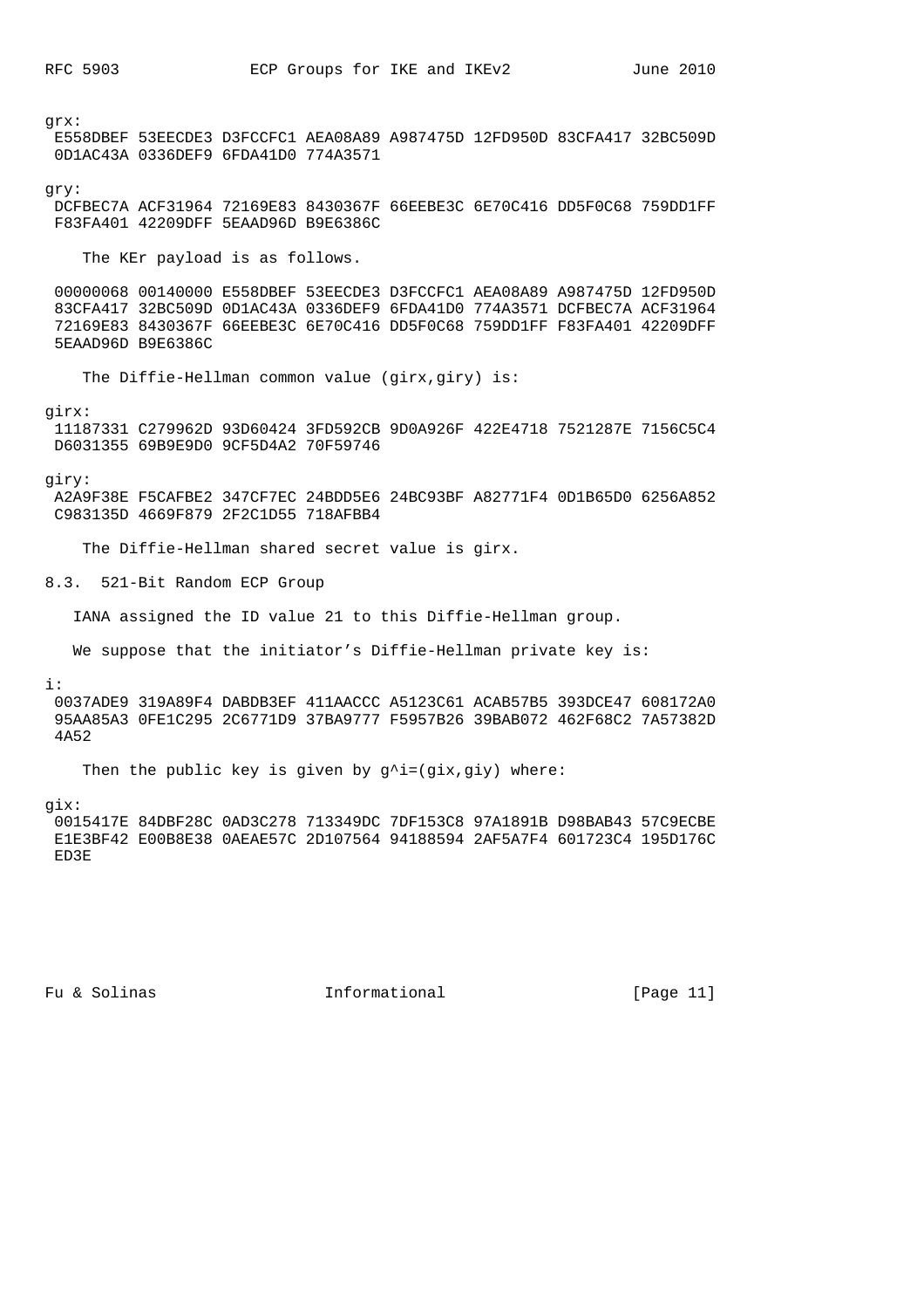grx:

```
 E558DBEF 53EECDE3 D3FCCFC1 AEA08A89 A987475D 12FD950D 83CFA417 32BC509D
 0D1AC43A 0336DEF9 6FDA41D0 774A3571
```

gry:

```
 DCFBEC7A ACF31964 72169E83 8430367F 66EEBE3C 6E70C416 DD5F0C68 759DD1FF
 F83FA401 42209DFF 5EAAD96D B9E6386C
```

The KEr payload is as follows.

```
 00000068 00140000 E558DBEF 53EECDE3 D3FCCFC1 AEA08A89 A987475D 12FD950D
 83CFA417 32BC509D 0D1AC43A 0336DEF9 6FDA41D0 774A3571 DCFBEC7A ACF31964
 72169E83 8430367F 66EEBE3C 6E70C416 DD5F0C68 759DD1FF F83FA401 42209DFF
 5EAAD96D B9E6386C
```

The Diffie-Hellman common value (girx,giry) is:

girx:

```
 11187331 C279962D 93D60424 3FD592CB 9D0A926F 422E4718 7521287E 7156C5C4
 D6031355 69B9E9D0 9CF5D4A2 70F59746
```

giry:

```
 A2A9F38E F5CAFBE2 347CF7EC 24BDD5E6 24BC93BF A82771F4 0D1B65D0 6256A852
 C983135D 4669F879 2F2C1D55 718AFBB4
```

The Diffie-Hellman shared secret value is girx.

## 8.3. 521-Bit Random ECP Group

IANA assigned the ID value 21 to this Diffie-Hellman group.

We suppose that the initiator's Diffie-Hellman private key is:

i:

```
 0037ADE9 319A89F4 DABDB3EF 411AACCC A5123C61 ACAB57B5 393DCE47 608172A0
 95AA85A3 0FE1C295 2C6771D9 37BA9777 F5957B26 39BAB072 462F68C2 7A57382D
 4A52
```

Then the public key is given by g^i=(gix,giy) where:

gix:

```
 0015417E 84DBF28C 0AD3C278 713349DC 7DF153C8 97A1891B D98BAB43 57C9ECBE
 E1E3BF42 E00B8E38 0AEAE57C 2D107564 94188594 2AF5A7F4 601723C4 195D176C
 ED3E
```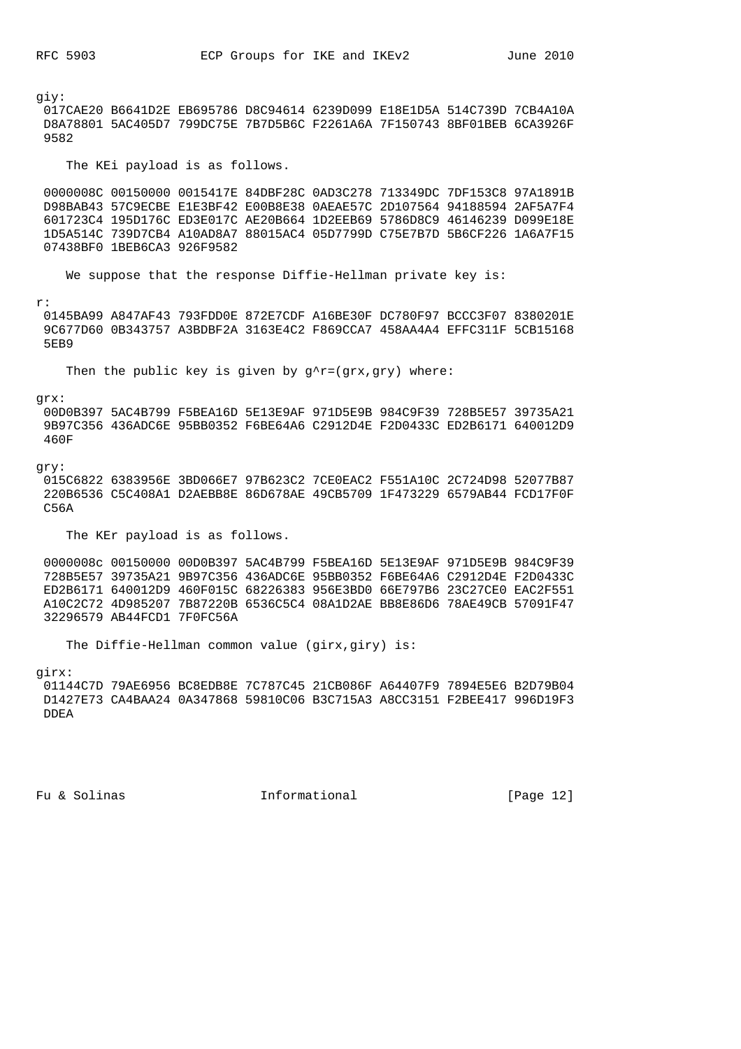giy:

```
 017CAE20 B6641D2E EB695786 D8C94614 6239D099 E18E1D5A 514C739D 7CB4A10A
 D8A78801 5AC405D7 799DC75E 7B7D5B6C F2261A6A 7F150743 8BF01BEB 6CA3926F
 9582
```

The KEi payload is as follows.

```
 0000008C 00150000 0015417E 84DBF28C 0AD3C278 713349DC 7DF153C8 97A1891B
 D98BAB43 57C9ECBE E1E3BF42 E00B8E38 0AEAE57C 2D107564 94188594 2AF5A7F4
 601723C4 195D176C ED3E017C AE20B664 1D2EEB69 5786D8C9 46146239 D099E18E
 1D5A514C 739D7CB4 A10AD8A7 88015AC4 05D7799D C75E7B7D 5B6CF226 1A6A7F15
 07438BF0 1BEB6CA3 926F9582
```

We suppose that the response Diffie-Hellman private key is:

r:

```
 0145BA99 A847AF43 793FDD0E 872E7CDF A16BE30F DC780F97 BCCC3F07 8380201E
 9C677D60 0B343757 A3BDBF2A 3163E4C2 F869CCA7 458AA4A4 EFFC311F 5CB15168
 5EB9
```

Then the public key is given by g^r=(grx,gry) where:

grx:

```
 00D0B397 5AC4B799 F5BEA16D 5E13E9AF 971D5E9B 984C9F39 728B5E57 39735A21
 9B97C356 436ADC6E 95BB0352 F6BE64A6 C2912D4E F2D0433C ED2B6171 640012D9
 460F
```

gry:

```
 015C6822 6383956E 3BD066E7 97B623C2 7CE0EAC2 F551A10C 2C724D98 52077B87
 220B6536 C5C408A1 D2AEBB8E 86D678AE 49CB5709 1F473229 6579AB44 FCD17F0F
 C56A
```

The KEr payload is as follows.

```
 0000008c 00150000 00D0B397 5AC4B799 F5BEA16D 5E13E9AF 971D5E9B 984C9F39
 728B5E57 39735A21 9B97C356 436ADC6E 95BB0352 F6BE64A6 C2912D4E F2D0433C
 ED2B6171 640012D9 460F015C 68226383 956E3BD0 66E797B6 23C27CE0 EAC2F551
 A10C2C72 4D985207 7B87220B 6536C5C4 08A1D2AE BB8E86D6 78AE49CB 57091F47
 32296579 AB44FCD1 7F0FC56A
```

The Diffie-Hellman common value (girx,giry) is:

girx:

```
 01144C7D 79AE6956 BC8EDB8E 7C787C45 21CB086F A64407F9 7894E5E6 B2D79B04
 D1427E73 CA4BAA24 0A347868 59810C06 B3C715A3 A8CC3151 F2BEE417 996D19F3
 DDEA
```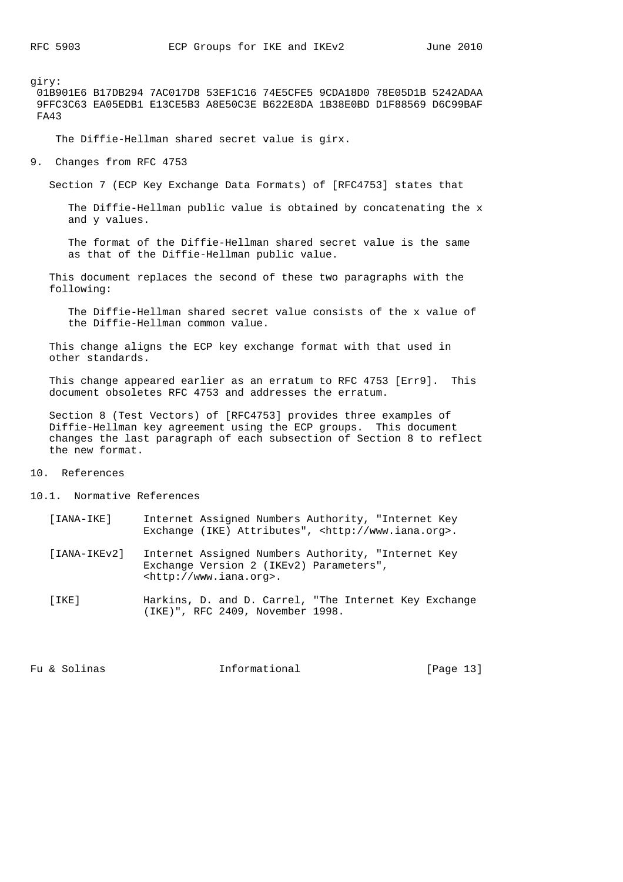giry:

```
 01B901E6 B17DB294 7AC017D8 53EF1C16 74E5CFE5 9CDA18D0 78E05D1B 5242ADAA
 9FFC3C63 EA05EDB1 E13CE5B3 A8E50C3E B622E8DA 1B38E0BD D1F88569 D6C99BAF
 FA43
```

The Diffie-Hellman shared secret value is girx.

## 9. Changes from RFC 4753

Section 7 (ECP Key Exchange Data Formats) of [RFC4753] states that

> The Diffie-Hellman public value is obtained by concatenating the x and y values.
>
> The format of the Diffie-Hellman shared secret value is the same as that of the Diffie-Hellman public value.

This document replaces the second of these two paragraphs with the following:

> The Diffie-Hellman shared secret value consists of the x value of the Diffie-Hellman common value.

This change aligns the ECP key exchange format with that used in other standards.

This change appeared earlier as an erratum to RFC 4753 [Err9]. This document obsoletes RFC 4753 and addresses the erratum.

Section 8 (Test Vectors) of [RFC4753] provides three examples of Diffie-Hellman key agreement using the ECP groups. This document changes the last paragraph of each subsection of Section 8 to reflect the new format.

## 10. References

### 10.1. Normative References

[IANA-IKE] Internet Assigned Numbers Authority, "Internet Key Exchange (IKE) Attributes", <http://www.iana.org>.

[IANA-IKEv2] Internet Assigned Numbers Authority, "Internet Key Exchange Version 2 (IKEv2) Parameters", <http://www.iana.org>.

[IKE] Harkins, D. and D. Carrel, "The Internet Key Exchange (IKE)", RFC 2409, November 1998.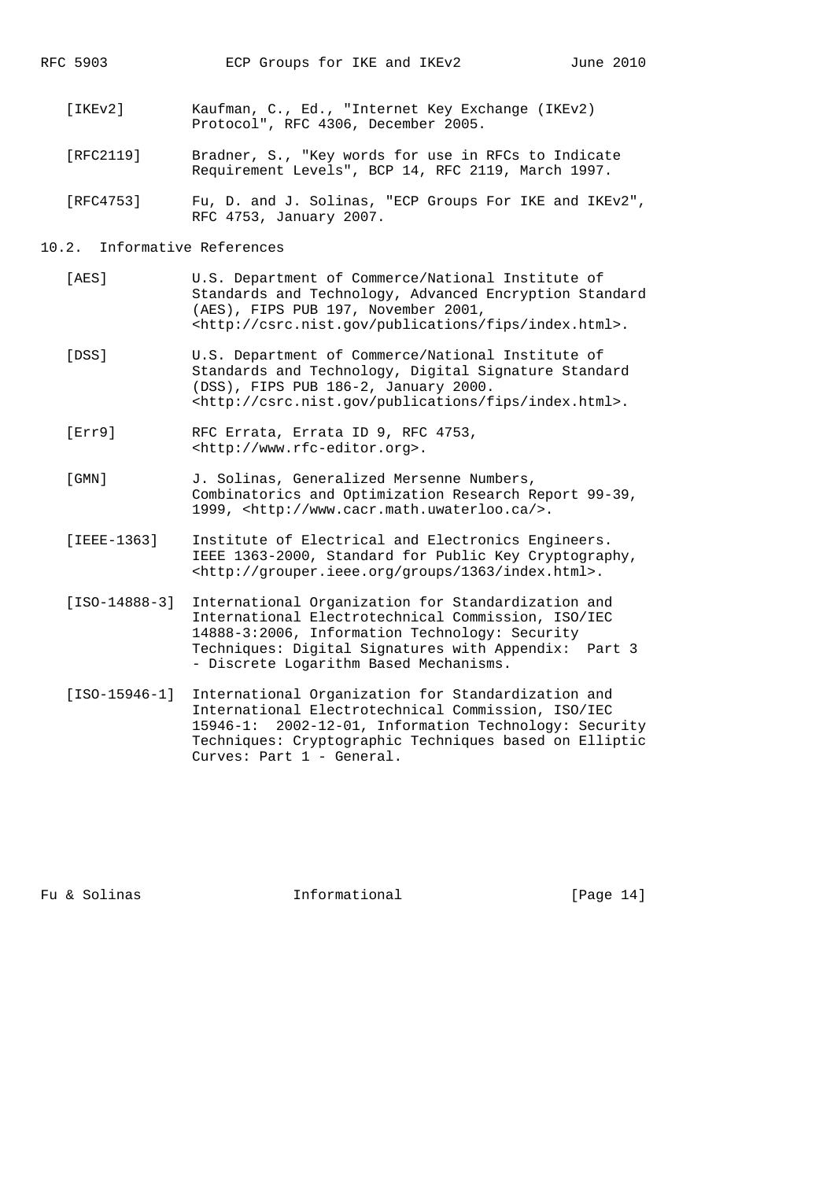[IKEv2] Kaufman, C., Ed., "Internet Key Exchange (IKEv2) Protocol", RFC 4306, December 2005.

[RFC2119] Bradner, S., "Key words for use in RFCs to Indicate Requirement Levels", BCP 14, RFC 2119, March 1997.

[RFC4753] Fu, D. and J. Solinas, "ECP Groups For IKE and IKEv2", RFC 4753, January 2007.

### 10.2. Informative References

[AES] U.S. Department of Commerce/National Institute of Standards and Technology, Advanced Encryption Standard (AES), FIPS PUB 197, November 2001, <http://csrc.nist.gov/publications/fips/index.html>.

[DSS] U.S. Department of Commerce/National Institute of Standards and Technology, Digital Signature Standard (DSS), FIPS PUB 186-2, January 2000. <http://csrc.nist.gov/publications/fips/index.html>.

[Err9] RFC Errata, Errata ID 9, RFC 4753, <http://www.rfc-editor.org>.

[GMN] J. Solinas, Generalized Mersenne Numbers, Combinatorics and Optimization Research Report 99-39, 1999, <http://www.cacr.math.uwaterloo.ca/>.

[IEEE-1363] Institute of Electrical and Electronics Engineers. IEEE 1363-2000, Standard for Public Key Cryptography, <http://grouper.ieee.org/groups/1363/index.html>.

[ISO-14888-3] International Organization for Standardization and International Electrotechnical Commission, ISO/IEC 14888-3:2006, Information Technology: Security Techniques: Digital Signatures with Appendix: Part 3 - Discrete Logarithm Based Mechanisms.

[ISO-15946-1] International Organization for Standardization and International Electrotechnical Commission, ISO/IEC 15946-1: 2002-12-01, Information Technology: Security Techniques: Cryptographic Techniques based on Elliptic Curves: Part 1 - General.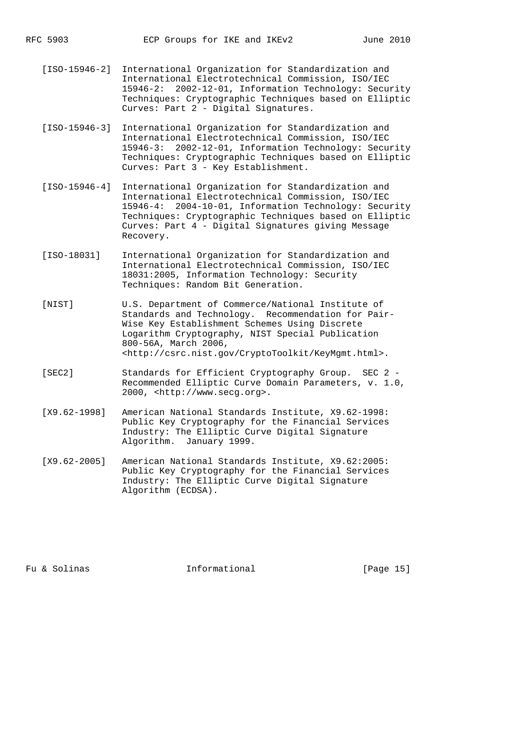[ISO-15946-2] International Organization for Standardization and International Electrotechnical Commission, ISO/IEC 15946-2: 2002-12-01, Information Technology: Security Techniques: Cryptographic Techniques based on Elliptic Curves: Part 2 - Digital Signatures.

[ISO-15946-3] International Organization for Standardization and International Electrotechnical Commission, ISO/IEC 15946-3: 2002-12-01, Information Technology: Security Techniques: Cryptographic Techniques based on Elliptic Curves: Part 3 - Key Establishment.

[ISO-15946-4] International Organization for Standardization and International Electrotechnical Commission, ISO/IEC 15946-4: 2004-10-01, Information Technology: Security Techniques: Cryptographic Techniques based on Elliptic Curves: Part 4 - Digital Signatures giving Message Recovery.

[ISO-18031] International Organization for Standardization and International Electrotechnical Commission, ISO/IEC 18031:2005, Information Technology: Security Techniques: Random Bit Generation.

[NIST] U.S. Department of Commerce/National Institute of Standards and Technology. Recommendation for Pair-Wise Key Establishment Schemes Using Discrete Logarithm Cryptography, NIST Special Publication 800-56A, March 2006, <http://csrc.nist.gov/CryptoToolkit/KeyMgmt.html>.

[SEC2] Standards for Efficient Cryptography Group. SEC 2 - Recommended Elliptic Curve Domain Parameters, v. 1.0, 2000, <http://www.secg.org>.

[X9.62-1998] American National Standards Institute, X9.62-1998: Public Key Cryptography for the Financial Services Industry: The Elliptic Curve Digital Signature Algorithm. January 1999.

[X9.62-2005] American National Standards Institute, X9.62:2005: Public Key Cryptography for the Financial Services Industry: The Elliptic Curve Digital Signature Algorithm (ECDSA).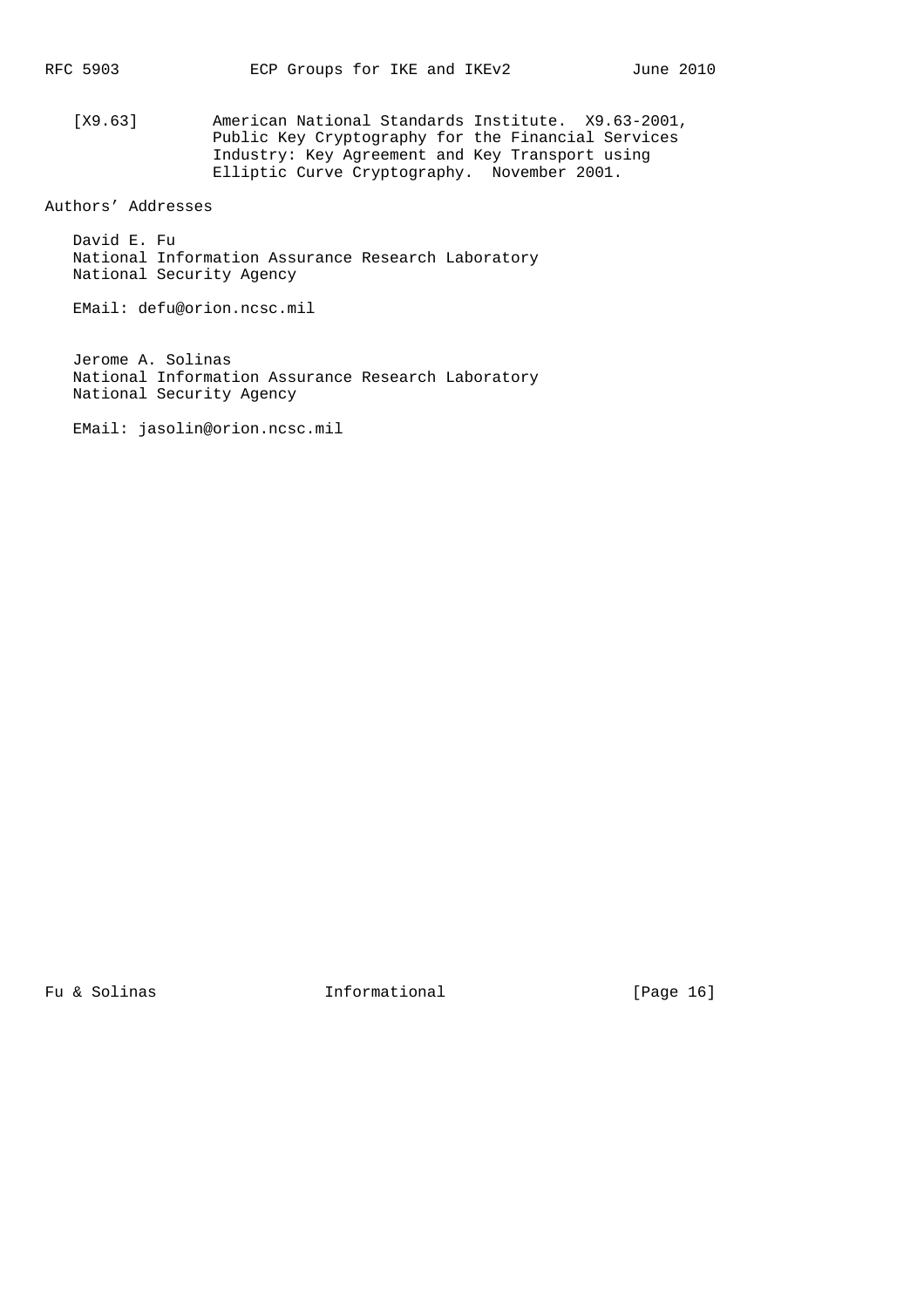[X9.63] American National Standards Institute. X9.63-2001, Public Key Cryptography for the Financial Services Industry: Key Agreement and Key Transport using Elliptic Curve Cryptography. November 2001.

## Authors' Addresses

David E. Fu
National Information Assurance Research Laboratory
National Security Agency

EMail: defu@orion.ncsc.mil

Jerome A. Solinas
National Information Assurance Research Laboratory
National Security Agency

EMail: jasolin@orion.ncsc.mil